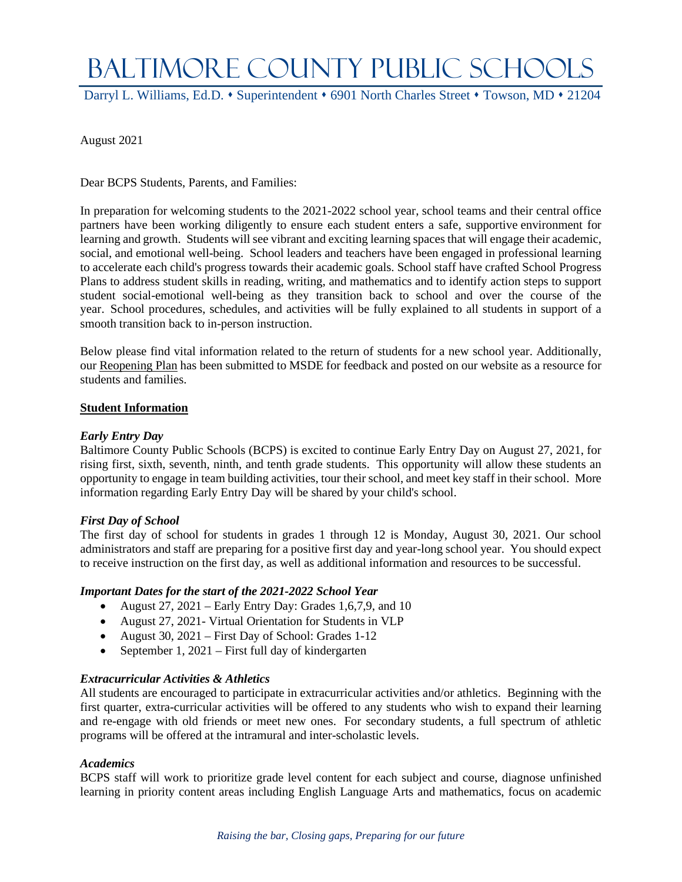# Baltimore County Public Schools

Darryl L. Williams, Ed.D. • Superintendent • 6901 North Charles Street • Towson, MD • 21204

August 2021

Dear BCPS Students, Parents, and Families:

In preparation for welcoming students to the 2021-2022 school year, school teams and their central office partners have been working diligently to ensure each student enters a safe, supportive environment for learning and growth. Students will see vibrant and exciting learning spaces that will engage their academic, social, and emotional well-being. School leaders and teachers have been engaged in professional learning to accelerate each child's progress towards their academic goals. School staff have crafted School Progress Plans to address student skills in reading, writing, and mathematics and to identify action steps to support student social-emotional well-being as they transition back to school and over the course of the year. School procedures, schedules, and activities will be fully explained to all students in support of a smooth transition back to in-person instruction.

Below please find vital information related to the return of students for a new school year. Additionally, our Reopening Plan has been submitted to MSDE for feedback and posted on our website as a resource for students and families.

## Student Information

### *Early Entry Day*

Baltimore County Public Schools (BCPS) is excited to continue Early Entry Day on August 27, 2021, for rising first, sixth, seventh, ninth, and tenth grade students. This opportunity will allow these students an opportunity to engage in team building activities, tour their school, and meet key staff in their school. More information regarding Early Entry Day will be shared by your child's school.

### *First Day of School*

The first day of school for students in grades 1 through 12 is Monday, August 30, 2021. Our school administrators and staff are preparing for a positive first day and year-long school year. You should expect to receive instruction on the first day, as well as additional information and resources to be successful.

### *Important Dates for the start of the 2021-2022 School Year*

- August 27, 2021 – Early Entry Day: Grades 1,6,7,9, and 10
- August 27, 2021- Virtual Orientation for Students in VLP
- August 30, 2021 – First Day of School: Grades 1-12
- September 1, 2021 – First full day of kindergarten

### *Extracurricular Activities & Athletics*

All students are encouraged to participate in extracurricular activities and/or athletics. Beginning with the first quarter, extra-curricular activities will be offered to any students who wish to expand their learning and re-engage with old friends or meet new ones. For secondary students, a full spectrum of athletic programs will be offered at the intramural and inter-scholastic levels.

### *Academics*

BCPS staff will work to prioritize grade level content for each subject and course, diagnose unfinished learning in priority content areas including English Language Arts and mathematics, focus on academic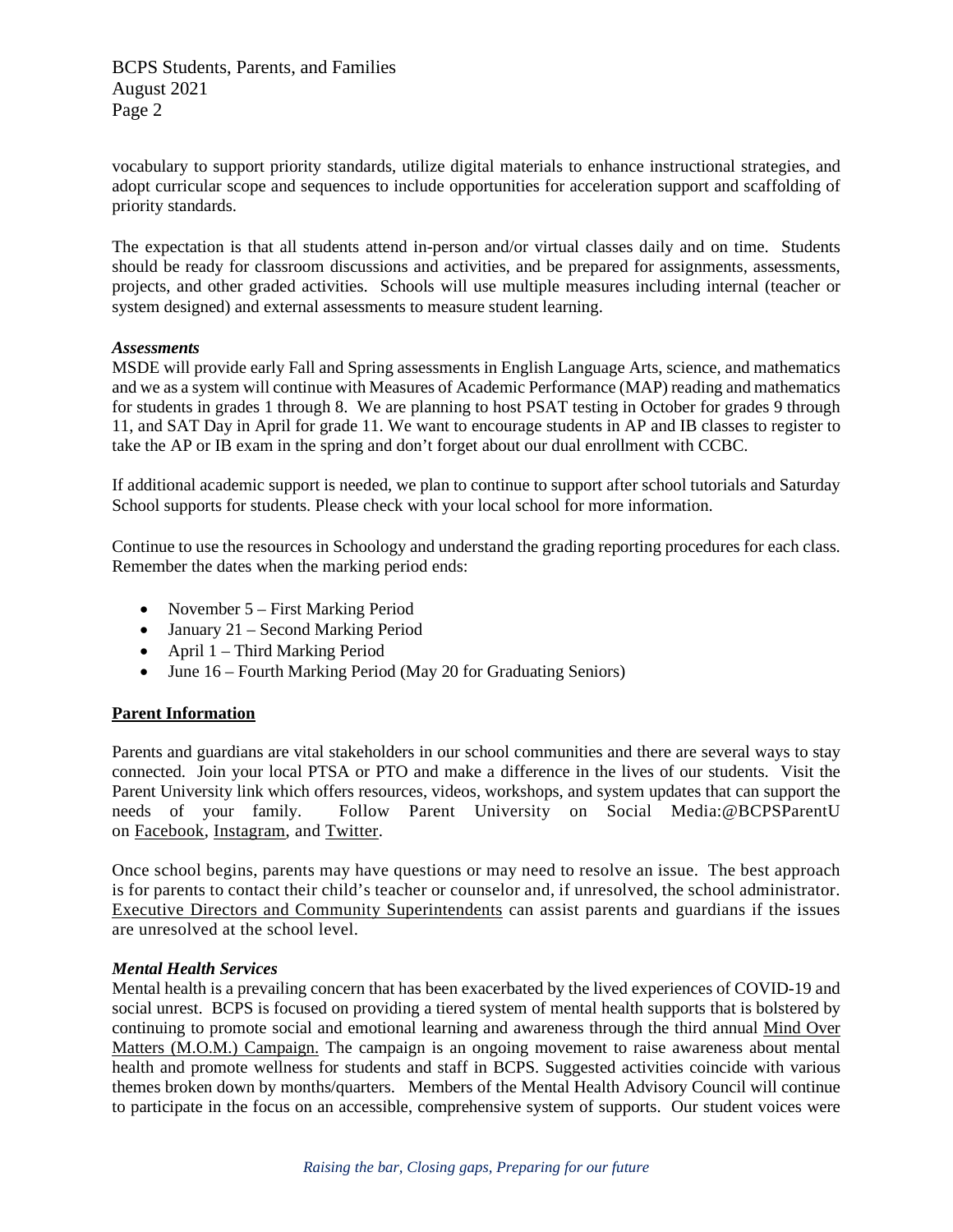vocabulary to support priority standards, utilize digital materials to enhance instructional strategies, and adopt curricular scope and sequences to include opportunities for acceleration support and scaffolding of priority standards.

The expectation is that all students attend in-person and/or virtual classes daily and on time. Students should be ready for classroom discussions and activities, and be prepared for assignments, assessments, projects, and other graded activities. Schools will use multiple measures including internal (teacher or system designed) and external assessments to measure student learning.

***Assessments***

MSDE will provide early Fall and Spring assessments in English Language Arts, science, and mathematics and we as a system will continue with Measures of Academic Performance (MAP) reading and mathematics for students in grades 1 through 8. We are planning to host PSAT testing in October for grades 9 through 11, and SAT Day in April for grade 11. We want to encourage students in AP and IB classes to register to take the AP or IB exam in the spring and don't forget about our dual enrollment with CCBC.

If additional academic support is needed, we plan to continue to support after school tutorials and Saturday School supports for students. Please check with your local school for more information.

Continue to use the resources in Schoology and understand the grading reporting procedures for each class. Remember the dates when the marking period ends:

- November 5 – First Marking Period
- January 21 – Second Marking Period
- April 1 – Third Marking Period
- June 16 – Fourth Marking Period (May 20 for Graduating Seniors)

## Parent Information

Parents and guardians are vital stakeholders in our school communities and there are several ways to stay connected. Join your local PTSA or PTO and make a difference in the lives of our students. Visit the Parent University link which offers resources, videos, workshops, and system updates that can support the needs of your family. Follow Parent University on Social Media:@BCPSParentU on Facebook, Instagram, and Twitter.

Once school begins, parents may have questions or may need to resolve an issue. The best approach is for parents to contact their child's teacher or counselor and, if unresolved, the school administrator. Executive Directors and Community Superintendents can assist parents and guardians if the issues are unresolved at the school level.

***Mental Health Services***

Mental health is a prevailing concern that has been exacerbated by the lived experiences of COVID-19 and social unrest. BCPS is focused on providing a tiered system of mental health supports that is bolstered by continuing to promote social and emotional learning and awareness through the third annual Mind Over Matters (M.O.M.) Campaign. The campaign is an ongoing movement to raise awareness about mental health and promote wellness for students and staff in BCPS. Suggested activities coincide with various themes broken down by months/quarters. Members of the Mental Health Advisory Council will continue to participate in the focus on an accessible, comprehensive system of supports. Our student voices were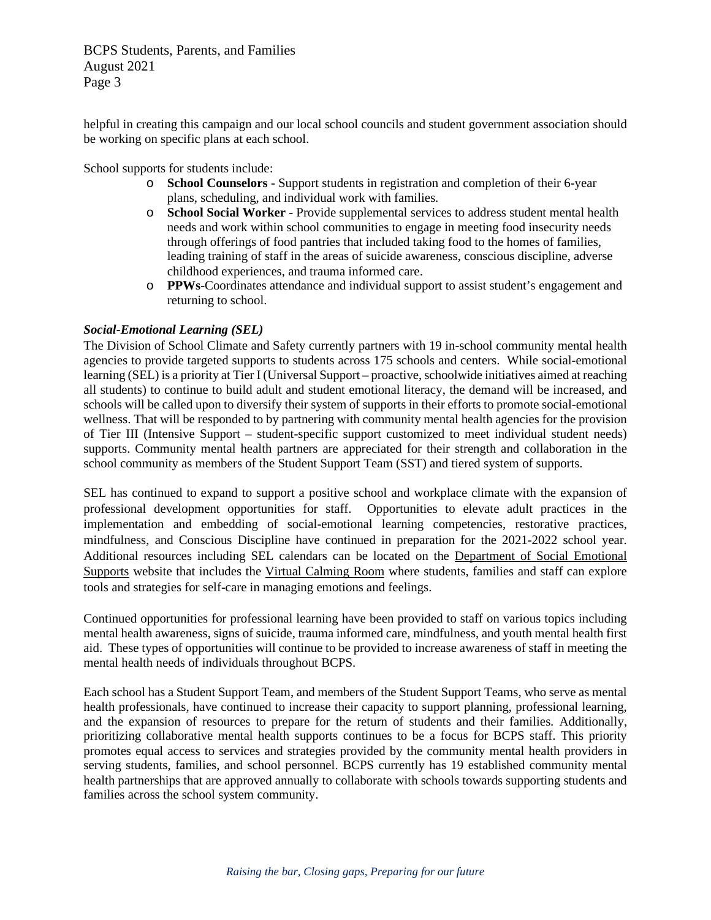helpful in creating this campaign and our local school councils and student government association should be working on specific plans at each school.

School supports for students include:

- **School Counselors** - Support students in registration and completion of their 6-year plans, scheduling, and individual work with families.
- **School Social Worker** - Provide supplemental services to address student mental health needs and work within school communities to engage in meeting food insecurity needs through offerings of food pantries that included taking food to the homes of families, leading training of staff in the areas of suicide awareness, conscious discipline, adverse childhood experiences, and trauma informed care.
- **PPWs**-Coordinates attendance and individual support to assist student's engagement and returning to school.

***Social-Emotional Learning (SEL)***

The Division of School Climate and Safety currently partners with 19 in-school community mental health agencies to provide targeted supports to students across 175 schools and centers. While social-emotional learning (SEL) is a priority at Tier I (Universal Support – proactive, schoolwide initiatives aimed at reaching all students) to continue to build adult and student emotional literacy, the demand will be increased, and schools will be called upon to diversify their system of supports in their efforts to promote social-emotional wellness. That will be responded to by partnering with community mental health agencies for the provision of Tier III (Intensive Support – student-specific support customized to meet individual student needs) supports. Community mental health partners are appreciated for their strength and collaboration in the school community as members of the Student Support Team (SST) and tiered system of supports.

SEL has continued to expand to support a positive school and workplace climate with the expansion of professional development opportunities for staff. Opportunities to elevate adult practices in the implementation and embedding of social-emotional learning competencies, restorative practices, mindfulness, and Conscious Discipline have continued in preparation for the 2021-2022 school year. Additional resources including SEL calendars can be located on the Department of Social Emotional Supports website that includes the Virtual Calming Room where students, families and staff can explore tools and strategies for self-care in managing emotions and feelings.

Continued opportunities for professional learning have been provided to staff on various topics including mental health awareness, signs of suicide, trauma informed care, mindfulness, and youth mental health first aid. These types of opportunities will continue to be provided to increase awareness of staff in meeting the mental health needs of individuals throughout BCPS.

Each school has a Student Support Team, and members of the Student Support Teams, who serve as mental health professionals, have continued to increase their capacity to support planning, professional learning, and the expansion of resources to prepare for the return of students and their families. Additionally, prioritizing collaborative mental health supports continues to be a focus for BCPS staff. This priority promotes equal access to services and strategies provided by the community mental health providers in serving students, families, and school personnel. BCPS currently has 19 established community mental health partnerships that are approved annually to collaborate with schools towards supporting students and families across the school system community.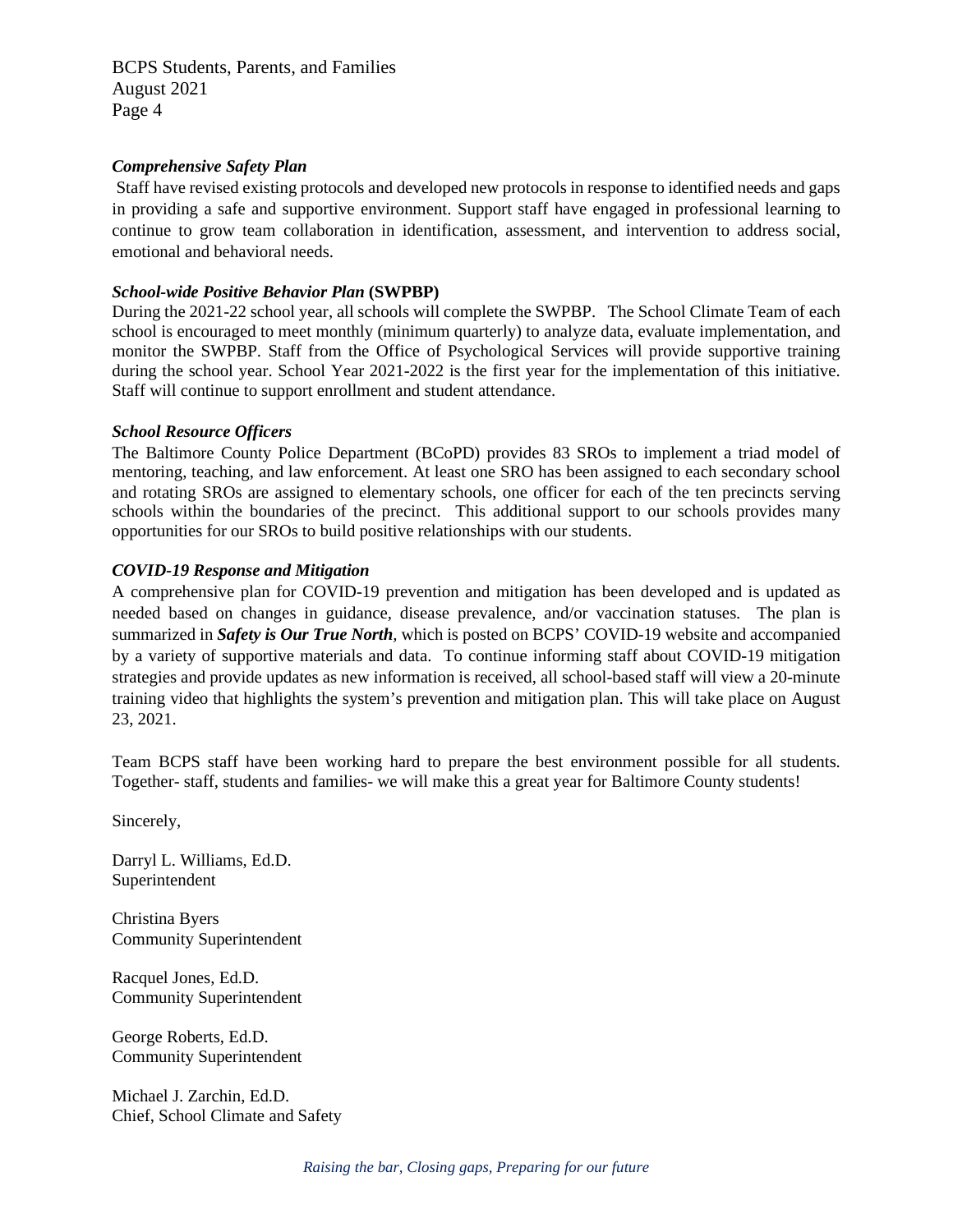***Comprehensive Safety Plan***

Staff have revised existing protocols and developed new protocols in response to identified needs and gaps in providing a safe and supportive environment. Support staff have engaged in professional learning to continue to grow team collaboration in identification, assessment, and intervention to address social, emotional and behavioral needs.

***School-wide Positive Behavior Plan* (SWPBP)**

During the 2021-22 school year, all schools will complete the SWPBP. The School Climate Team of each school is encouraged to meet monthly (minimum quarterly) to analyze data, evaluate implementation, and monitor the SWPBP. Staff from the Office of Psychological Services will provide supportive training during the school year. School Year 2021-2022 is the first year for the implementation of this initiative. Staff will continue to support enrollment and student attendance.

***School Resource Officers***

The Baltimore County Police Department (BCoPD) provides 83 SROs to implement a triad model of mentoring, teaching, and law enforcement. At least one SRO has been assigned to each secondary school and rotating SROs are assigned to elementary schools, one officer for each of the ten precincts serving schools within the boundaries of the precinct. This additional support to our schools provides many opportunities for our SROs to build positive relationships with our students.

***COVID-19 Response and Mitigation***

A comprehensive plan for COVID-19 prevention and mitigation has been developed and is updated as needed based on changes in guidance, disease prevalence, and/or vaccination statuses. The plan is summarized in ***Safety is Our True North***, which is posted on BCPS' COVID-19 website and accompanied by a variety of supportive materials and data. To continue informing staff about COVID-19 mitigation strategies and provide updates as new information is received, all school-based staff will view a 20-minute training video that highlights the system's prevention and mitigation plan. This will take place on August 23, 2021.

Team BCPS staff have been working hard to prepare the best environment possible for all students. Together- staff, students and families- we will make this a great year for Baltimore County students!

Sincerely,

Darryl L. Williams, Ed.D.
Superintendent

Christina Byers
Community Superintendent

Racquel Jones, Ed.D.
Community Superintendent

George Roberts, Ed.D.
Community Superintendent

Michael J. Zarchin, Ed.D.
Chief, School Climate and Safety